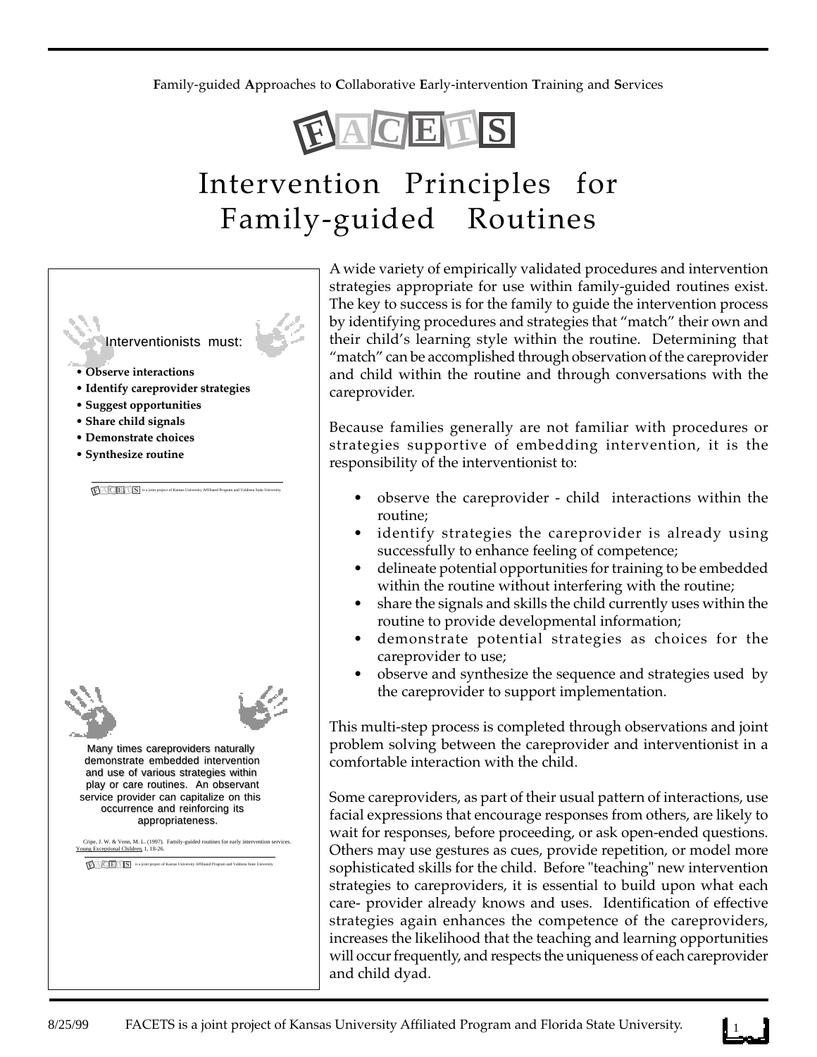**F**amily-guided **A**pproaches to **C**ollaborative **E**arly-intervention **T**raining and **S**ervices

FACETS

# Intervention Principles for Family-guided Routines

Interventionists must:

- **Observe interactions**
- **Identify careprovider strategies**
- **Suggest opportunities**
- **Share child signals**
- **Demonstrate choices**
- **Synthesize routine**

FACETS is a joint project of Kansas University Affiliated Program and Valdosta State University

Many times careproviders naturally demonstrate embedded intervention and use of various strategies within play or care routines. An observant service provider can capitalize on this occurrence and reinforcing its appropriateness.

Cripe, J. W. & Venn, M. L. (1997). Family-guided routines for early intervention services. Young Exceptional Children 1, 18-26.

FACETS is a joint project of Kansas University Affiliated Program and Valdosta State University

A wide variety of empirically validated procedures and intervention strategies appropriate for use within family-guided routines exist. The key to success is for the family to guide the intervention process by identifying procedures and strategies that "match" their own and their child's learning style within the routine. Determining that "match" can be accomplished through observation of the careprovider and child within the routine and through conversations with the careprovider.

Because families generally are not familiar with procedures or strategies supportive of embedding intervention, it is the responsibility of the interventionist to:

- observe the careprovider - child interactions within the routine;
- identify strategies the careprovider is already using successfully to enhance feeling of competence;
- delineate potential opportunities for training to be embedded within the routine without interfering with the routine;
- share the signals and skills the child currently uses within the routine to provide developmental information;
- demonstrate potential strategies as choices for the careprovider to use;
- observe and synthesize the sequence and strategies used by the careprovider to support implementation.

This multi-step process is completed through observations and joint problem solving between the careprovider and interventionist in a comfortable interaction with the child.

Some careproviders, as part of their usual pattern of interactions, use facial expressions that encourage responses from others, are likely to wait for responses, before proceeding, or ask open-ended questions. Others may use gestures as cues, provide repetition, or model more sophisticated skills for the child. Before "teaching" new intervention strategies to careproviders, it is essential to build upon what each care- provider already knows and uses. Identification of effective strategies again enhances the competence of the careproviders, increases the likelihood that the teaching and learning opportunities will occur frequently, and respects the uniqueness of each careprovider and child dyad.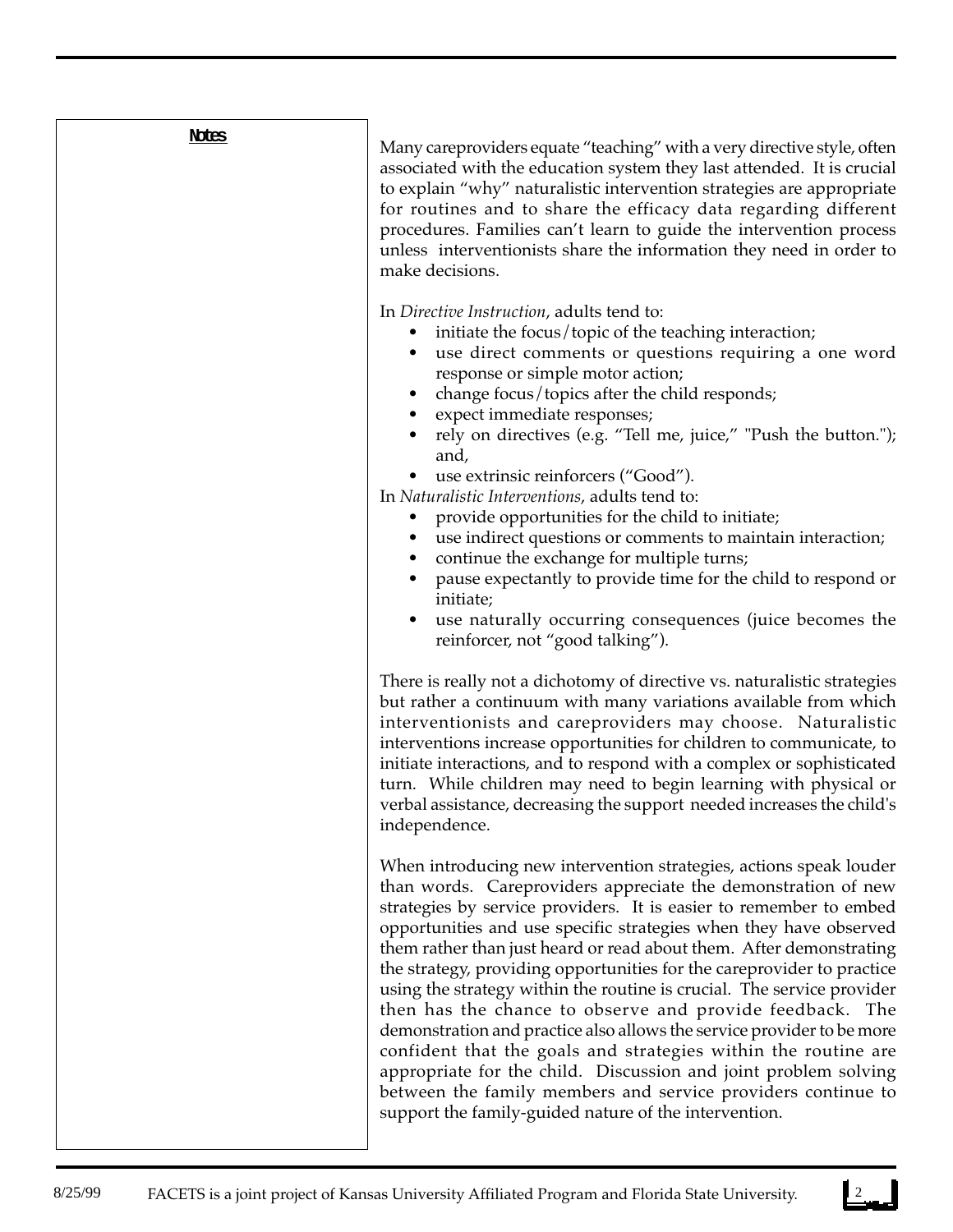**Notes**

Many careproviders equate "teaching" with a very directive style, often associated with the education system they last attended. It is crucial to explain "why" naturalistic intervention strategies are appropriate for routines and to share the efficacy data regarding different procedures. Families can't learn to guide the intervention process unless interventionists share the information they need in order to make decisions.

In *Directive Instruction*, adults tend to:

- initiate the focus/topic of the teaching interaction;
- use direct comments or questions requiring a one word response or simple motor action;
- change focus/topics after the child responds;
- expect immediate responses;
- rely on directives (e.g. "Tell me, juice," "Push the button."); and,
- use extrinsic reinforcers ("Good").

In *Naturalistic Interventions*, adults tend to:

- provide opportunities for the child to initiate;
- use indirect questions or comments to maintain interaction;
- continue the exchange for multiple turns;
- pause expectantly to provide time for the child to respond or initiate;
- use naturally occurring consequences (juice becomes the reinforcer, not "good talking").

There is really not a dichotomy of directive vs. naturalistic strategies but rather a continuum with many variations available from which interventionists and careproviders may choose. Naturalistic interventions increase opportunities for children to communicate, to initiate interactions, and to respond with a complex or sophisticated turn. While children may need to begin learning with physical or verbal assistance, decreasing the support needed increases the child's independence.

When introducing new intervention strategies, actions speak louder than words. Careproviders appreciate the demonstration of new strategies by service providers. It is easier to remember to embed opportunities and use specific strategies when they have observed them rather than just heard or read about them. After demonstrating the strategy, providing opportunities for the careprovider to practice using the strategy within the routine is crucial. The service provider then has the chance to observe and provide feedback. The demonstration and practice also allows the service provider to be more confident that the goals and strategies within the routine are appropriate for the child. Discussion and joint problem solving between the family members and service providers continue to support the family-guided nature of the intervention.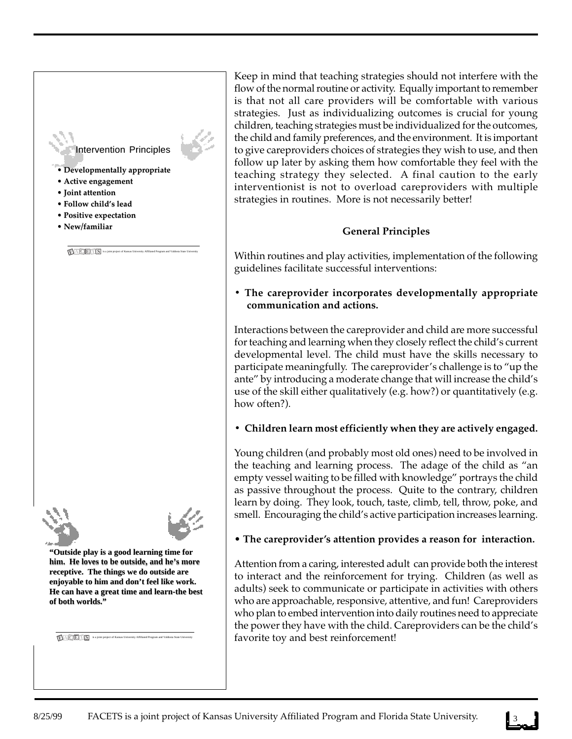## Intervention Principles

- Developmentally appropriate
- Active engagement
- Joint attention
- Follow child's lead
- Positive expectation
- New/familiar

FACETS is a joint project of Kansas University Affiliated Program and Valdosta State University

**"Outside play is a good learning time for him. He loves to be outside, and he's more receptive. The things we do outside are enjoyable to him and don't feel like work. He can have a great time and learn-the best of both worlds."**

FACETS is a joint project of Kansas University Affiliated Program and Valdosta State University

Keep in mind that teaching strategies should not interfere with the flow of the normal routine or activity. Equally important to remember is that not all care providers will be comfortable with various strategies. Just as individualizing outcomes is crucial for young children, teaching strategies must be individualized for the outcomes, the child and family preferences, and the environment. It is important to give careproviders choices of strategies they wish to use, and then follow up later by asking them how comfortable they feel with the teaching strategy they selected. A final caution to the early interventionist is not to overload careproviders with multiple strategies in routines. More is not necessarily better!

### General Principles

Within routines and play activities, implementation of the following guidelines facilitate successful interventions:

- **The careprovider incorporates developmentally appropriate communication and actions.**

Interactions between the careprovider and child are more successful for teaching and learning when they closely reflect the child's current developmental level. The child must have the skills necessary to participate meaningfully. The careprovider's challenge is to "up the ante" by introducing a moderate change that will increase the child's use of the skill either qualitatively (e.g. how?) or quantitatively (e.g. how often?).

- **Children learn most efficiently when they are actively engaged.**

Young children (and probably most old ones) need to be involved in the teaching and learning process. The adage of the child as "an empty vessel waiting to be filled with knowledge" portrays the child as passive throughout the process. Quite to the contrary, children learn by doing. They look, touch, taste, climb, tell, throw, poke, and smell. Encouraging the child's active participation increases learning.

- **The careprovider's attention provides a reason for interaction.**

Attention from a caring, interested adult can provide both the interest to interact and the reinforcement for trying. Children (as well as adults) seek to communicate or participate in activities with others who are approachable, responsive, attentive, and fun! Careproviders who plan to embed intervention into daily routines need to appreciate the power they have with the child. Careproviders can be the child's favorite toy and best reinforcement!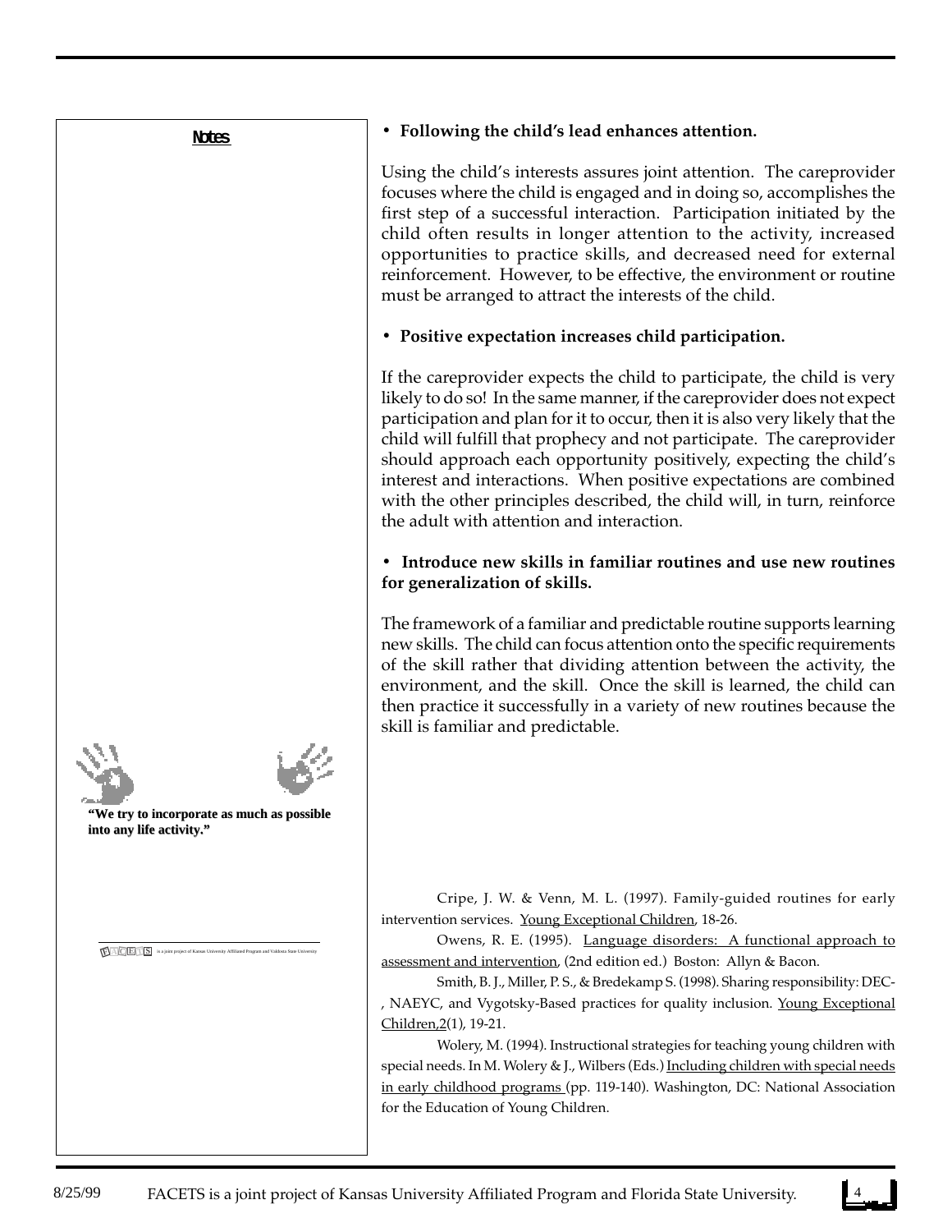**Notes**

"We try to incorporate as much as possible into any life activity."

- **Following the child's lead enhances attention.**

Using the child's interests assures joint attention. The careprovider focuses where the child is engaged and in doing so, accomplishes the first step of a successful interaction. Participation initiated by the child often results in longer attention to the activity, increased opportunities to practice skills, and decreased need for external reinforcement. However, to be effective, the environment or routine must be arranged to attract the interests of the child.

- **Positive expectation increases child participation.**

If the careprovider expects the child to participate, the child is very likely to do so! In the same manner, if the careprovider does not expect participation and plan for it to occur, then it is also very likely that the child will fulfill that prophecy and not participate. The careprovider should approach each opportunity positively, expecting the child's interest and interactions. When positive expectations are combined with the other principles described, the child will, in turn, reinforce the adult with attention and interaction.

- **Introduce new skills in familiar routines and use new routines for generalization of skills.**

The framework of a familiar and predictable routine supports learning new skills. The child can focus attention onto the specific requirements of the skill rather that dividing attention between the activity, the environment, and the skill. Once the skill is learned, the child can then practice it successfully in a variety of new routines because the skill is familiar and predictable.

Cripe, J. W. & Venn, M. L. (1997). Family-guided routines for early intervention services. Young Exceptional Children, 18-26.

Owens, R. E. (1995). Language disorders: A functional approach to assessment and intervention, (2nd edition ed.) Boston: Allyn & Bacon.

Smith, B. J., Miller, P. S., & Bredekamp S. (1998). Sharing responsibility: DEC-, NAEYC, and Vygotsky-Based practices for quality inclusion. Young Exceptional Children,2(1), 19-21.

Wolery, M. (1994). Instructional strategies for teaching young children with special needs. In M. Wolery & J., Wilbers (Eds.) Including children with special needs in early childhood programs (pp. 119-140). Washington, DC: National Association for the Education of Young Children.